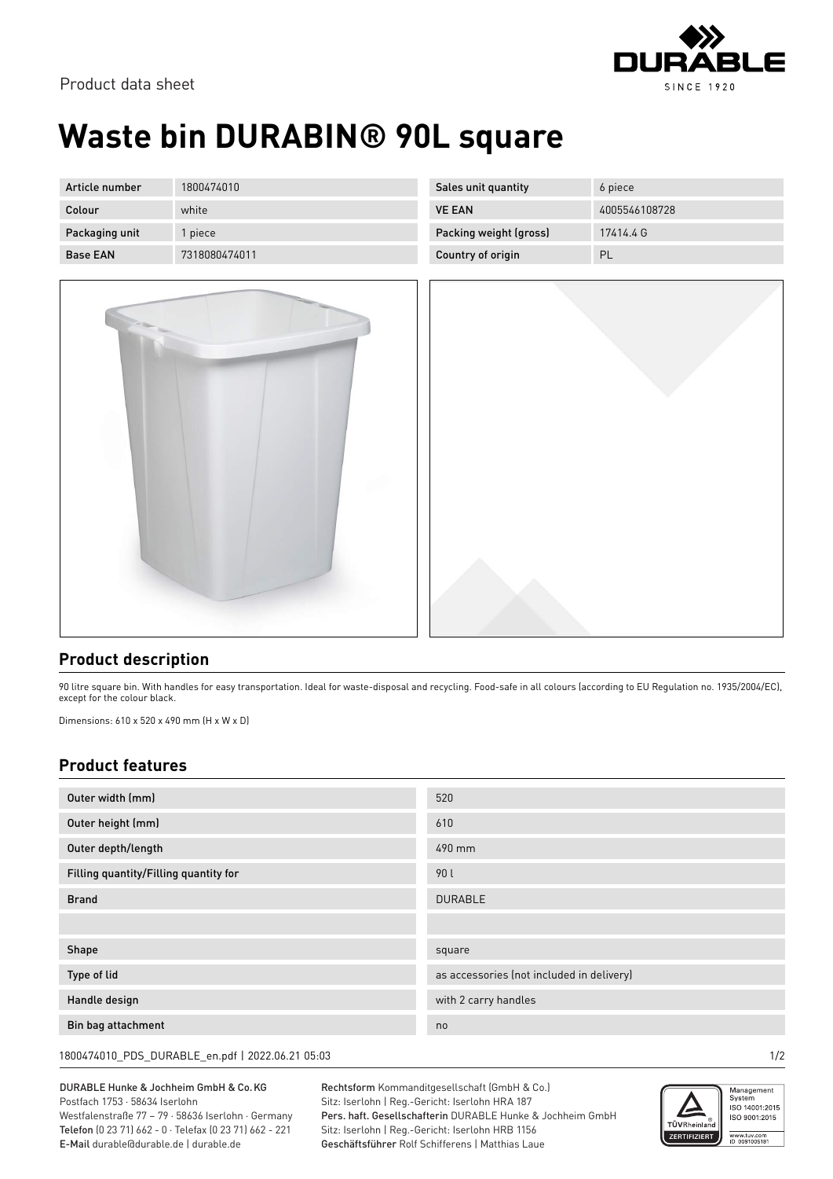Product data sheet

# Waste bin DURABIN® 90L square

| Article number | 1800474010 | Sales unit quantity | 6 piece |
| --- | --- | --- | --- |
| Colour | white | VE EAN | 4005546108728 |
| Packaging unit | 1 piece | Packing weight (gross) | 17414.4 G |
| Base EAN | 7318080474011 | Country of origin | PL |

## Product description

90 litre square bin. With handles for easy transportation. Ideal for waste-disposal and recycling. Food-safe in all colours (according to EU Regulation no. 1935/2004/EC), except for the colour black.

Dimensions: 610 x 520 x 490 mm (H x W x D)

## Product features

| | |
| --- | --- |
| Outer width (mm) | 520 |
| Outer height (mm) | 610 |
| Outer depth/length | 490 mm |
| Filling quantity/Filling quantity for | 90 l |
| Brand | DURABLE |
| | |
| Shape | square |
| Type of lid | as accessories (not included in delivery) |
| Handle design | with 2 carry handles |
| Bin bag attachment | no |

1800474010_PDS_DURABLE_en.pdf | 2022.06.21 05:03

DURABLE Hunke & Jochheim GmbH & Co. KG
Postfach 1753 · 58634 Iserlohn
Westfalenstraße 77 – 79 · 58636 Iserlohn · Germany
**Telefon** (0 23 71) 662 - 0 · Telefax (0 23 71) 662 - 221
**E-Mail** durable@durable.de | durable.de

**Rechtsform** Kommanditgesellschaft (GmbH & Co.)
Sitz: Iserlohn | Reg.-Gericht: Iserlohn HRA 187
**Pers. haft. Gesellschafterin** DURABLE Hunke & Jochheim GmbH
Sitz: Iserlohn | Reg.-Gericht: Iserlohn HRB 1156
**Geschäftsführer** Rolf Schifferens | Matthias Laue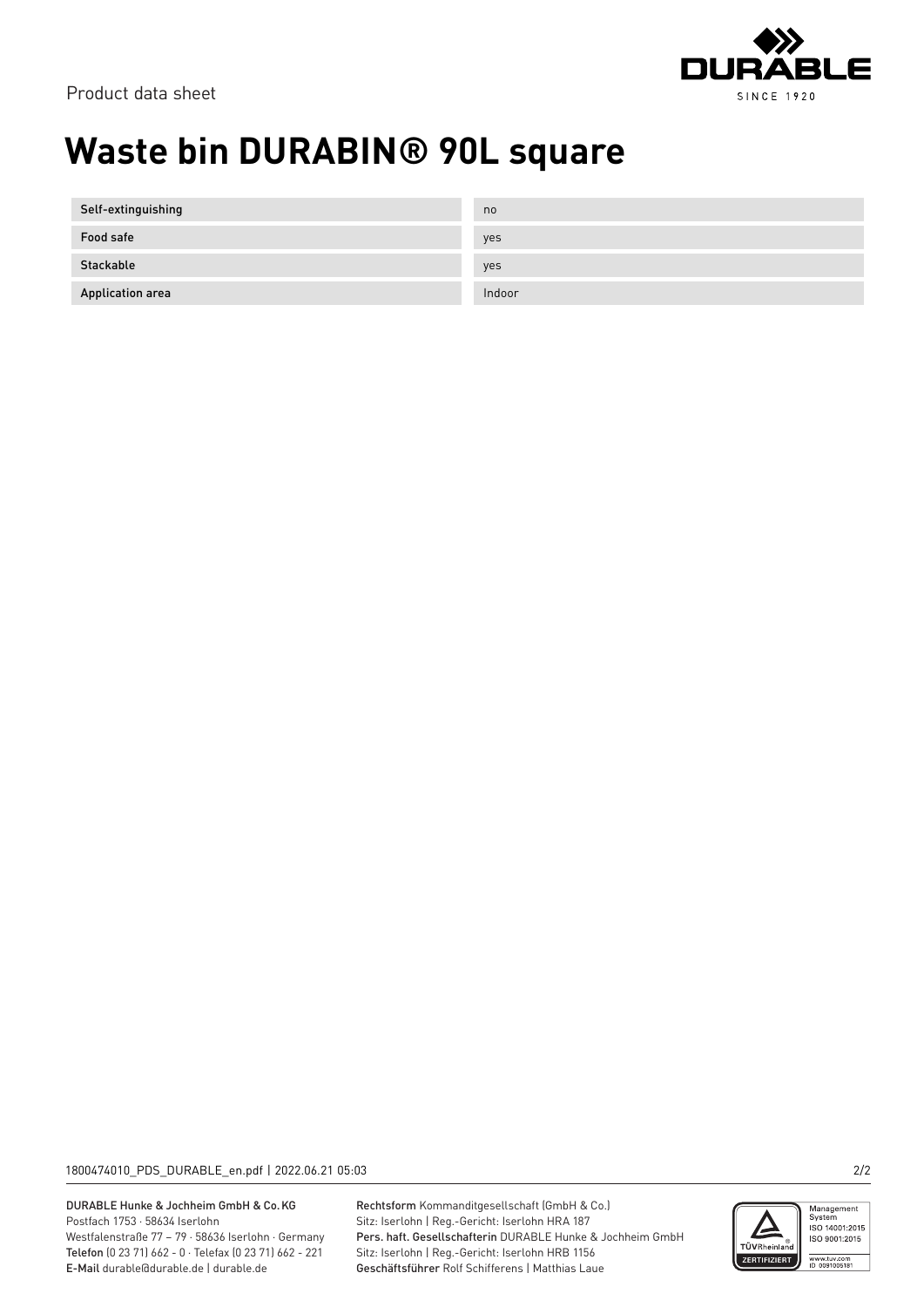# Waste bin DURABIN® 90L square

| | |
|---|---|
| Self-extinguishing | no |
| Food safe | yes |
| Stackable | yes |
| Application area | Indoor |

DURABLE Hunke & Jochheim GmbH & Co. KG
Postfach 1753 · 58634 Iserlohn
Westfalenstraße 77 – 79 · 58636 Iserlohn · Germany
Telefon (0 23 71) 662 - 0 · Telefax (0 23 71) 662 - 221
E-Mail durable@durable.de | durable.de

Rechtsform Kommanditgesellschaft (GmbH & Co.)
Sitz: Iserlohn | Reg.-Gericht: Iserlohn HRA 187
Pers. haft. Gesellschafterin DURABLE Hunke & Jochheim GmbH
Sitz: Iserlohn | Reg.-Gericht: Iserlohn HRB 1156
Geschäftsführer Rolf Schifferens | Matthias Laue